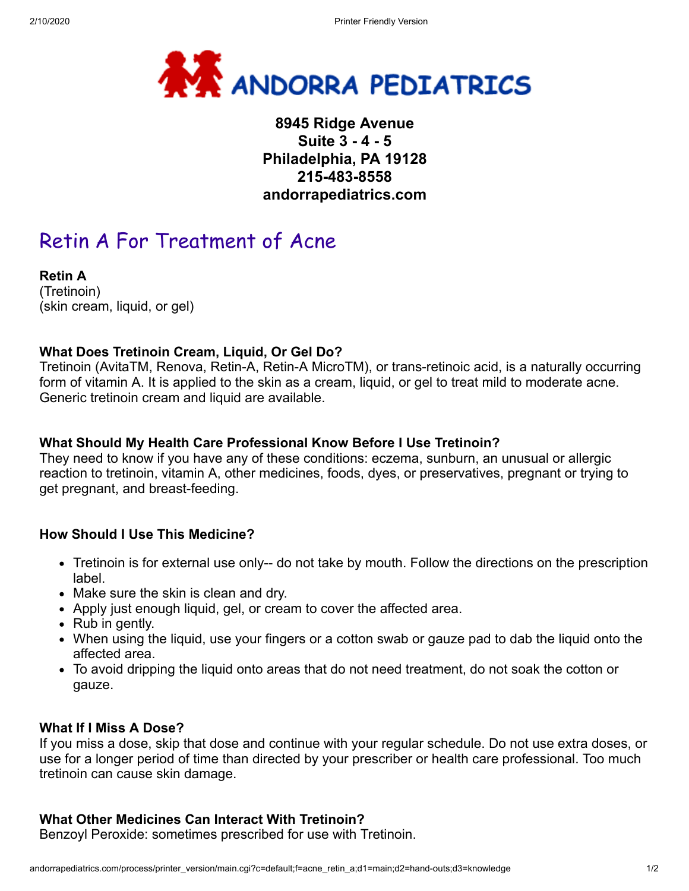# ANDORRA PEDIATRICS

**8945 Ridge Avenue**
**Suite 3 - 4 - 5**
**Philadelphia, PA 19128**
**215-483-8558**
**andorrapediatrics.com**

## Retin A For Treatment of Acne

**Retin A**
(Tretinoin)
(skin cream, liquid, or gel)

### What Does Tretinoin Cream, Liquid, Or Gel Do?

Tretinoin (AvitaTM, Renova, Retin-A, Retin-A MicroTM), or trans-retinoic acid, is a naturally occurring form of vitamin A. It is applied to the skin as a cream, liquid, or gel to treat mild to moderate acne. Generic tretinoin cream and liquid are available.

### What Should My Health Care Professional Know Before I Use Tretinoin?

They need to know if you have any of these conditions: eczema, sunburn, an unusual or allergic reaction to tretinoin, vitamin A, other medicines, foods, dyes, or preservatives, pregnant or trying to get pregnant, and breast-feeding.

### How Should I Use This Medicine?

- Tretinoin is for external use only-- do not take by mouth. Follow the directions on the prescription label.
- Make sure the skin is clean and dry.
- Apply just enough liquid, gel, or cream to cover the affected area.
- Rub in gently.
- When using the liquid, use your fingers or a cotton swab or gauze pad to dab the liquid onto the affected area.
- To avoid dripping the liquid onto areas that do not need treatment, do not soak the cotton or gauze.

### What If I Miss A Dose?

If you miss a dose, skip that dose and continue with your regular schedule. Do not use extra doses, or use for a longer period of time than directed by your prescriber or health care professional. Too much tretinoin can cause skin damage.

### What Other Medicines Can Interact With Tretinoin?

Benzoyl Peroxide: sometimes prescribed for use with Tretinoin.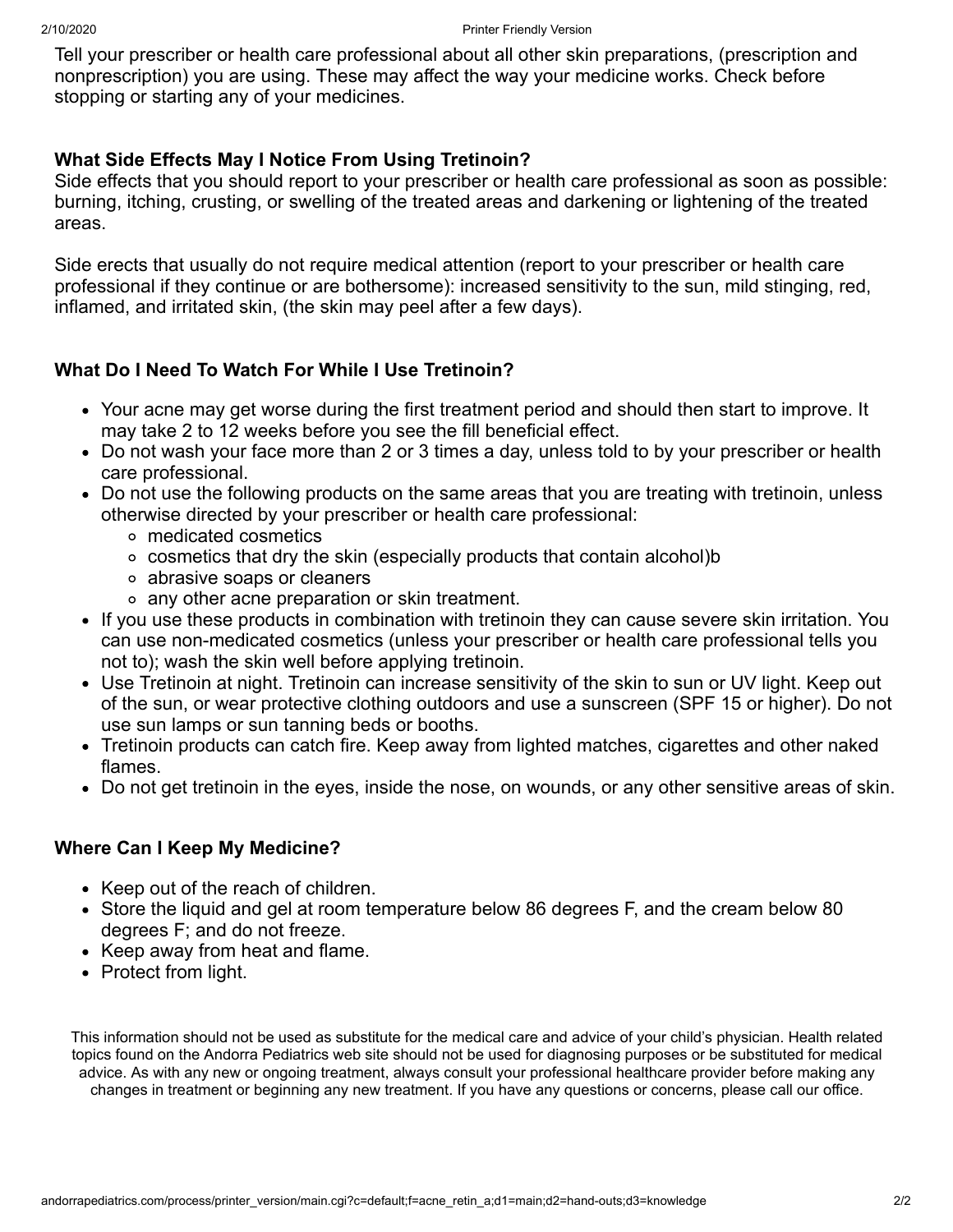Tell your prescriber or health care professional about all other skin preparations, (prescription and nonprescription) you are using. These may affect the way your medicine works. Check before stopping or starting any of your medicines.

### What Side Effects May I Notice From Using Tretinoin?

Side effects that you should report to your prescriber or health care professional as soon as possible: burning, itching, crusting, or swelling of the treated areas and darkening or lightening of the treated areas.

Side erects that usually do not require medical attention (report to your prescriber or health care professional if they continue or are bothersome): increased sensitivity to the sun, mild stinging, red, inflamed, and irritated skin, (the skin may peel after a few days).

### What Do I Need To Watch For While I Use Tretinoin?

- Your acne may get worse during the first treatment period and should then start to improve. It may take 2 to 12 weeks before you see the fill beneficial effect.
- Do not wash your face more than 2 or 3 times a day, unless told to by your prescriber or health care professional.
- Do not use the following products on the same areas that you are treating with tretinoin, unless otherwise directed by your prescriber or health care professional:
  - medicated cosmetics
  - cosmetics that dry the skin (especially products that contain alcohol)b
  - abrasive soaps or cleaners
  - any other acne preparation or skin treatment.
- If you use these products in combination with tretinoin they can cause severe skin irritation. You can use non-medicated cosmetics (unless your prescriber or health care professional tells you not to); wash the skin well before applying tretinoin.
- Use Tretinoin at night. Tretinoin can increase sensitivity of the skin to sun or UV light. Keep out of the sun, or wear protective clothing outdoors and use a sunscreen (SPF 15 or higher). Do not use sun lamps or sun tanning beds or booths.
- Tretinoin products can catch fire. Keep away from lighted matches, cigarettes and other naked flames.
- Do not get tretinoin in the eyes, inside the nose, on wounds, or any other sensitive areas of skin.

### Where Can I Keep My Medicine?

- Keep out of the reach of children.
- Store the liquid and gel at room temperature below 86 degrees F, and the cream below 80 degrees F; and do not freeze.
- Keep away from heat and flame.
- Protect from light.

This information should not be used as substitute for the medical care and advice of your child's physician. Health related topics found on the Andorra Pediatrics web site should not be used for diagnosing purposes or be substituted for medical advice. As with any new or ongoing treatment, always consult your professional healthcare provider before making any changes in treatment or beginning any new treatment. If you have any questions or concerns, please call our office.